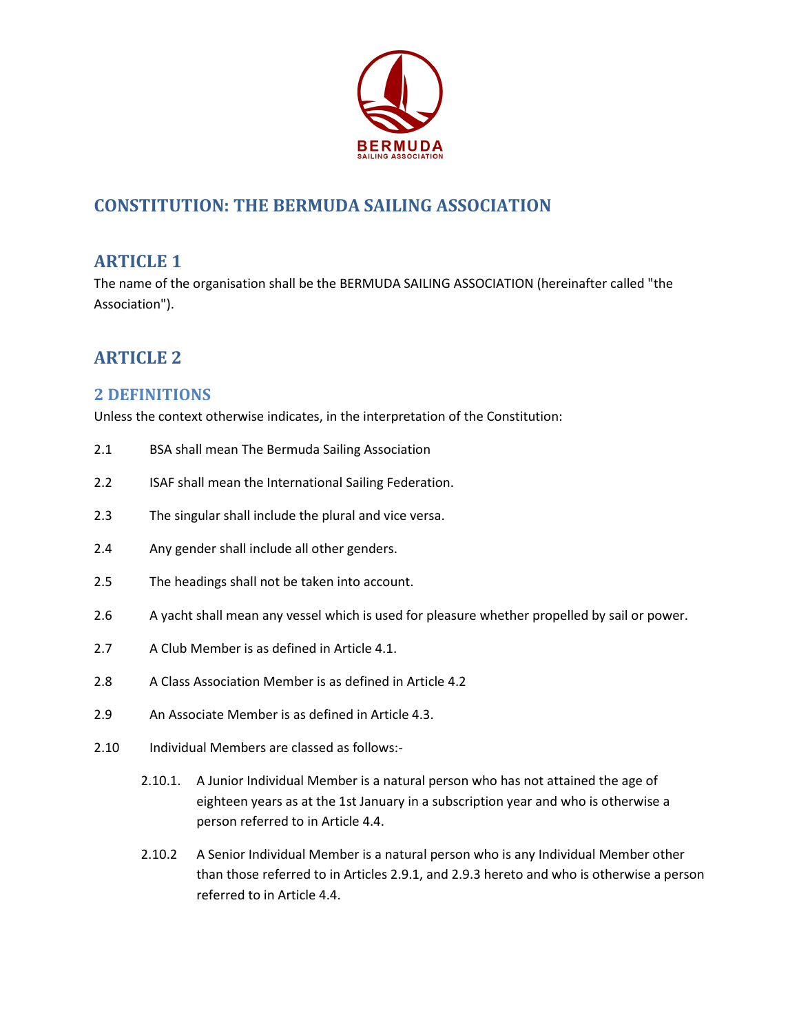# CONSTITUTION: THE BERMUDA SAILING ASSOCIATION

## ARTICLE 1

The name of the organisation shall be the BERMUDA SAILING ASSOCIATION (hereinafter called "the Association").

## ARTICLE 2

### 2 DEFINITIONS

Unless the context otherwise indicates, in the interpretation of the Constitution:

2.1 BSA shall mean The Bermuda Sailing Association

2.2 ISAF shall mean the International Sailing Federation.

2.3 The singular shall include the plural and vice versa.

2.4 Any gender shall include all other genders.

2.5 The headings shall not be taken into account.

2.6 A yacht shall mean any vessel which is used for pleasure whether propelled by sail or power.

2.7 A Club Member is as defined in Article 4.1.

2.8 A Class Association Member is as defined in Article 4.2

2.9 An Associate Member is as defined in Article 4.3.

2.10 Individual Members are classed as follows:-

2.10.1. A Junior Individual Member is a natural person who has not attained the age of eighteen years as at the 1st January in a subscription year and who is otherwise a person referred to in Article 4.4.

2.10.2 A Senior Individual Member is a natural person who is any Individual Member other than those referred to in Articles 2.9.1, and 2.9.3 hereto and who is otherwise a person referred to in Article 4.4.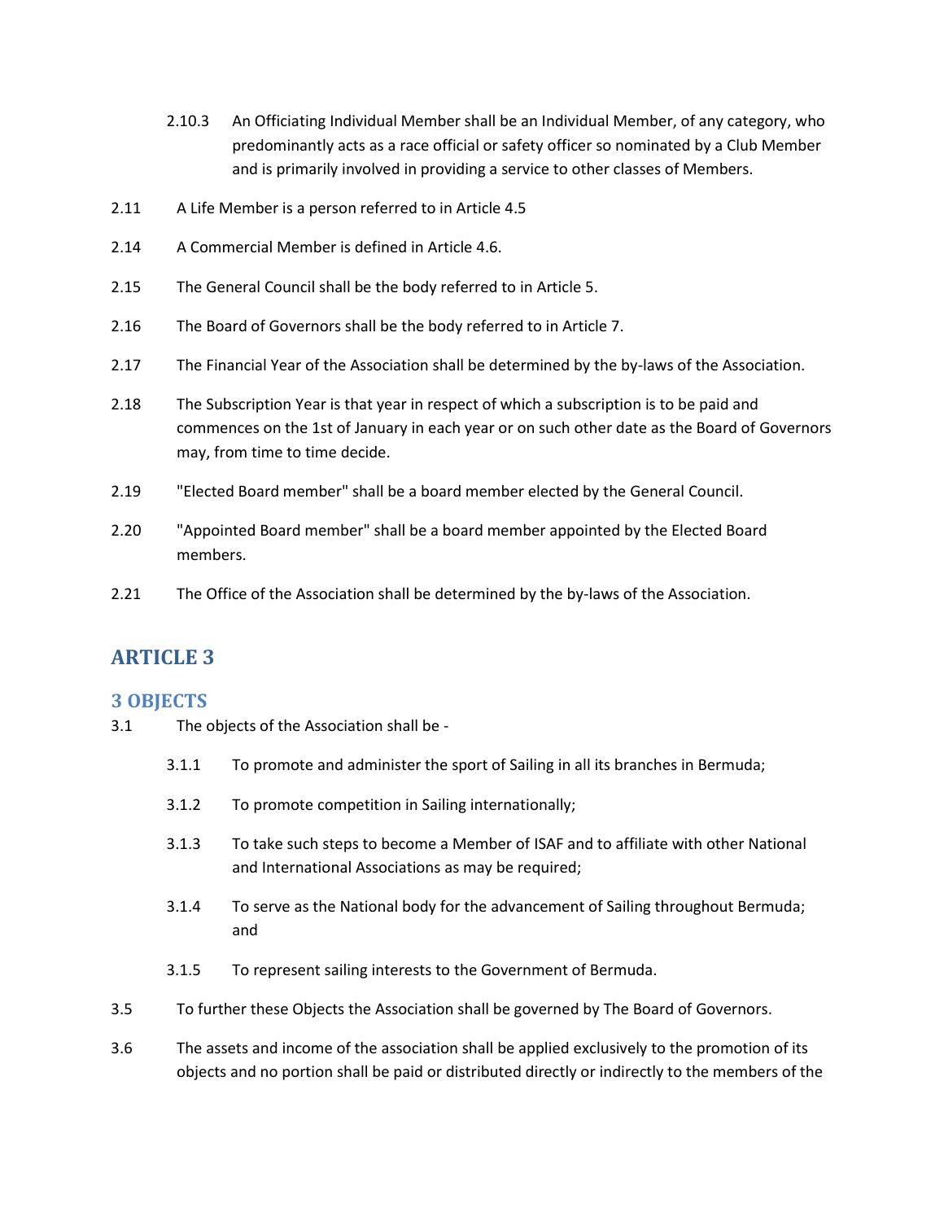2.10.3 An Officiating Individual Member shall be an Individual Member, of any category, who predominantly acts as a race official or safety officer so nominated by a Club Member and is primarily involved in providing a service to other classes of Members.

2.11 A Life Member is a person referred to in Article 4.5

2.14 A Commercial Member is defined in Article 4.6.

2.15 The General Council shall be the body referred to in Article 5.

2.16 The Board of Governors shall be the body referred to in Article 7.

2.17 The Financial Year of the Association shall be determined by the by-laws of the Association.

2.18 The Subscription Year is that year in respect of which a subscription is to be paid and commences on the 1st of January in each year or on such other date as the Board of Governors may, from time to time decide.

2.19 "Elected Board member" shall be a board member elected by the General Council.

2.20 "Appointed Board member" shall be a board member appointed by the Elected Board members.

2.21 The Office of the Association shall be determined by the by-laws of the Association.

## ARTICLE 3

### 3 OBJECTS

3.1 The objects of the Association shall be -

3.1.1 To promote and administer the sport of Sailing in all its branches in Bermuda;

3.1.2 To promote competition in Sailing internationally;

3.1.3 To take such steps to become a Member of ISAF and to affiliate with other National and International Associations as may be required;

3.1.4 To serve as the National body for the advancement of Sailing throughout Bermuda; and

3.1.5 To represent sailing interests to the Government of Bermuda.

3.5 To further these Objects the Association shall be governed by The Board of Governors.

3.6 The assets and income of the association shall be applied exclusively to the promotion of its objects and no portion shall be paid or distributed directly or indirectly to the members of the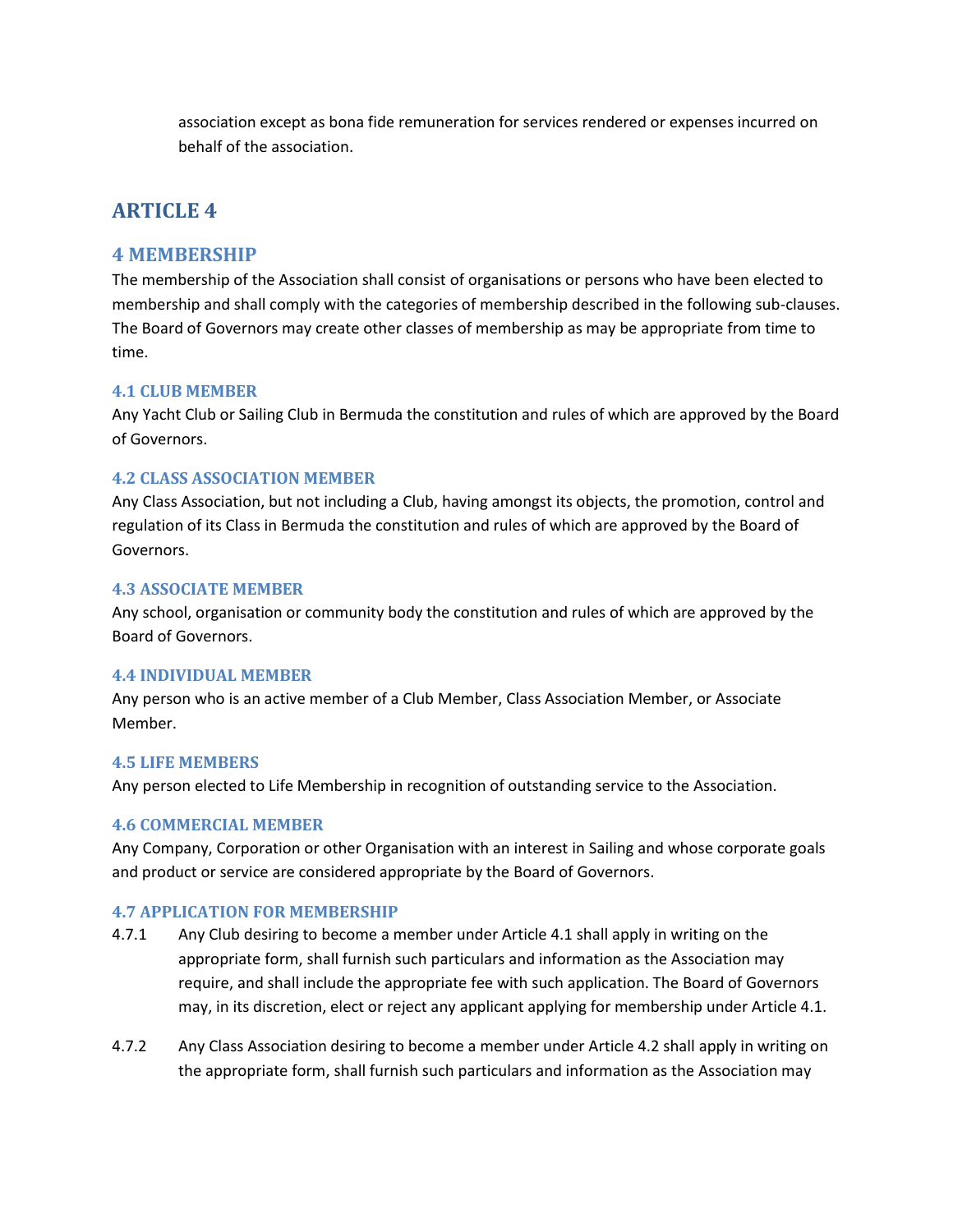association except as bona fide remuneration for services rendered or expenses incurred on behalf of the association.

# ARTICLE 4

## 4 MEMBERSHIP

The membership of the Association shall consist of organisations or persons who have been elected to membership and shall comply with the categories of membership described in the following sub-clauses. The Board of Governors may create other classes of membership as may be appropriate from time to time.

### 4.1 CLUB MEMBER

Any Yacht Club or Sailing Club in Bermuda the constitution and rules of which are approved by the Board of Governors.

### 4.2 CLASS ASSOCIATION MEMBER

Any Class Association, but not including a Club, having amongst its objects, the promotion, control and regulation of its Class in Bermuda the constitution and rules of which are approved by the Board of Governors.

### 4.3 ASSOCIATE MEMBER

Any school, organisation or community body the constitution and rules of which are approved by the Board of Governors.

### 4.4 INDIVIDUAL MEMBER

Any person who is an active member of a Club Member, Class Association Member, or Associate Member.

### 4.5 LIFE MEMBERS

Any person elected to Life Membership in recognition of outstanding service to the Association.

### 4.6 COMMERCIAL MEMBER

Any Company, Corporation or other Organisation with an interest in Sailing and whose corporate goals and product or service are considered appropriate by the Board of Governors.

### 4.7 APPLICATION FOR MEMBERSHIP

4.7.1 Any Club desiring to become a member under Article 4.1 shall apply in writing on the appropriate form, shall furnish such particulars and information as the Association may require, and shall include the appropriate fee with such application. The Board of Governors may, in its discretion, elect or reject any applicant applying for membership under Article 4.1.

4.7.2 Any Class Association desiring to become a member under Article 4.2 shall apply in writing on the appropriate form, shall furnish such particulars and information as the Association may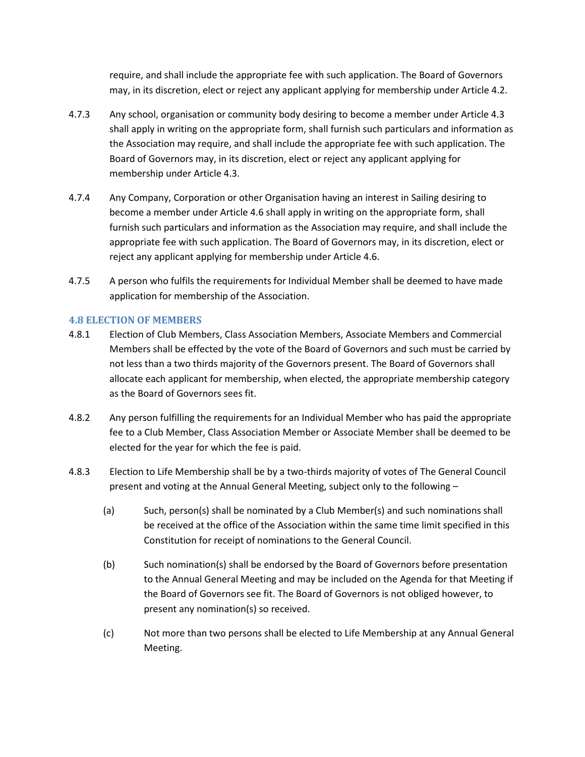require, and shall include the appropriate fee with such application. The Board of Governors may, in its discretion, elect or reject any applicant applying for membership under Article 4.2.

4.7.3 Any school, organisation or community body desiring to become a member under Article 4.3 shall apply in writing on the appropriate form, shall furnish such particulars and information as the Association may require, and shall include the appropriate fee with such application. The Board of Governors may, in its discretion, elect or reject any applicant applying for membership under Article 4.3.

4.7.4 Any Company, Corporation or other Organisation having an interest in Sailing desiring to become a member under Article 4.6 shall apply in writing on the appropriate form, shall furnish such particulars and information as the Association may require, and shall include the appropriate fee with such application. The Board of Governors may, in its discretion, elect or reject any applicant applying for membership under Article 4.6.

4.7.5 A person who fulfils the requirements for Individual Member shall be deemed to have made application for membership of the Association.

### 4.8 ELECTION OF MEMBERS

4.8.1 Election of Club Members, Class Association Members, Associate Members and Commercial Members shall be effected by the vote of the Board of Governors and such must be carried by not less than a two thirds majority of the Governors present. The Board of Governors shall allocate each applicant for membership, when elected, the appropriate membership category as the Board of Governors sees fit.

4.8.2 Any person fulfilling the requirements for an Individual Member who has paid the appropriate fee to a Club Member, Class Association Member or Associate Member shall be deemed to be elected for the year for which the fee is paid.

4.8.3 Election to Life Membership shall be by a two-thirds majority of votes of The General Council present and voting at the Annual General Meeting, subject only to the following –

(a) Such, person(s) shall be nominated by a Club Member(s) and such nominations shall be received at the office of the Association within the same time limit specified in this Constitution for receipt of nominations to the General Council.

(b) Such nomination(s) shall be endorsed by the Board of Governors before presentation to the Annual General Meeting and may be included on the Agenda for that Meeting if the Board of Governors see fit. The Board of Governors is not obliged however, to present any nomination(s) so received.

(c) Not more than two persons shall be elected to Life Membership at any Annual General Meeting.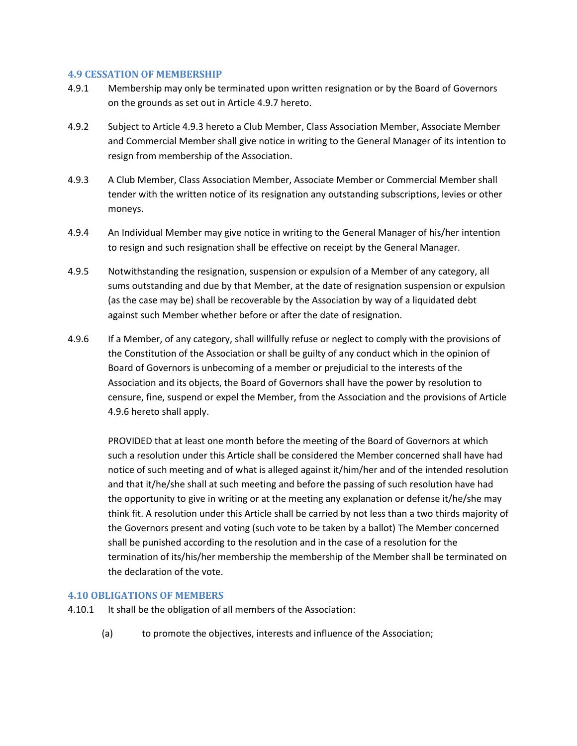### 4.9 CESSATION OF MEMBERSHIP

4.9.1 Membership may only be terminated upon written resignation or by the Board of Governors on the grounds as set out in Article 4.9.7 hereto.

4.9.2 Subject to Article 4.9.3 hereto a Club Member, Class Association Member, Associate Member and Commercial Member shall give notice in writing to the General Manager of its intention to resign from membership of the Association.

4.9.3 A Club Member, Class Association Member, Associate Member or Commercial Member shall tender with the written notice of its resignation any outstanding subscriptions, levies or other moneys.

4.9.4 An Individual Member may give notice in writing to the General Manager of his/her intention to resign and such resignation shall be effective on receipt by the General Manager.

4.9.5 Notwithstanding the resignation, suspension or expulsion of a Member of any category, all sums outstanding and due by that Member, at the date of resignation suspension or expulsion (as the case may be) shall be recoverable by the Association by way of a liquidated debt against such Member whether before or after the date of resignation.

4.9.6 If a Member, of any category, shall willfully refuse or neglect to comply with the provisions of the Constitution of the Association or shall be guilty of any conduct which in the opinion of Board of Governors is unbecoming of a member or prejudicial to the interests of the Association and its objects, the Board of Governors shall have the power by resolution to censure, fine, suspend or expel the Member, from the Association and the provisions of Article 4.9.6 hereto shall apply.

PROVIDED that at least one month before the meeting of the Board of Governors at which such a resolution under this Article shall be considered the Member concerned shall have had notice of such meeting and of what is alleged against it/him/her and of the intended resolution and that it/he/she shall at such meeting and before the passing of such resolution have had the opportunity to give in writing or at the meeting any explanation or defense it/he/she may think fit. A resolution under this Article shall be carried by not less than a two thirds majority of the Governors present and voting (such vote to be taken by a ballot) The Member concerned shall be punished according to the resolution and in the case of a resolution for the termination of its/his/her membership the membership of the Member shall be terminated on the declaration of the vote.

### 4.10 OBLIGATIONS OF MEMBERS

4.10.1 It shall be the obligation of all members of the Association:

(a) to promote the objectives, interests and influence of the Association;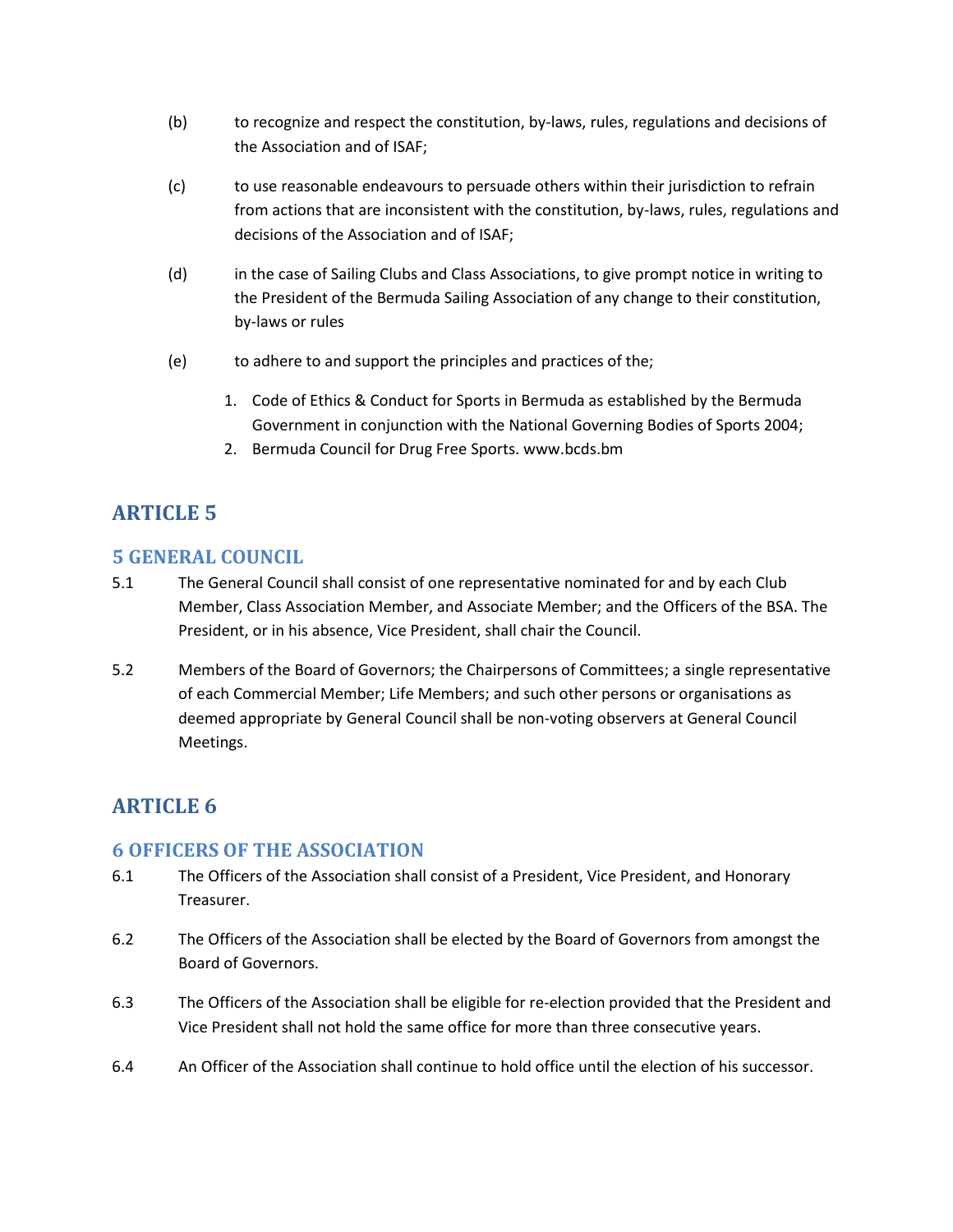(b) to recognize and respect the constitution, by-laws, rules, regulations and decisions of the Association and of ISAF;

(c) to use reasonable endeavours to persuade others within their jurisdiction to refrain from actions that are inconsistent with the constitution, by-laws, rules, regulations and decisions of the Association and of ISAF;

(d) in the case of Sailing Clubs and Class Associations, to give prompt notice in writing to the President of the Bermuda Sailing Association of any change to their constitution, by-laws or rules

(e) to adhere to and support the principles and practices of the;

1. Code of Ethics & Conduct for Sports in Bermuda as established by the Bermuda Government in conjunction with the National Governing Bodies of Sports 2004;
2. Bermuda Council for Drug Free Sports. www.bcds.bm

# ARTICLE 5

## 5 GENERAL COUNCIL

5.1 The General Council shall consist of one representative nominated for and by each Club Member, Class Association Member, and Associate Member; and the Officers of the BSA. The President, or in his absence, Vice President, shall chair the Council.

5.2 Members of the Board of Governors; the Chairpersons of Committees; a single representative of each Commercial Member; Life Members; and such other persons or organisations as deemed appropriate by General Council shall be non-voting observers at General Council Meetings.

# ARTICLE 6

## 6 OFFICERS OF THE ASSOCIATION

6.1 The Officers of the Association shall consist of a President, Vice President, and Honorary Treasurer.

6.2 The Officers of the Association shall be elected by the Board of Governors from amongst the Board of Governors.

6.3 The Officers of the Association shall be eligible for re-election provided that the President and Vice President shall not hold the same office for more than three consecutive years.

6.4 An Officer of the Association shall continue to hold office until the election of his successor.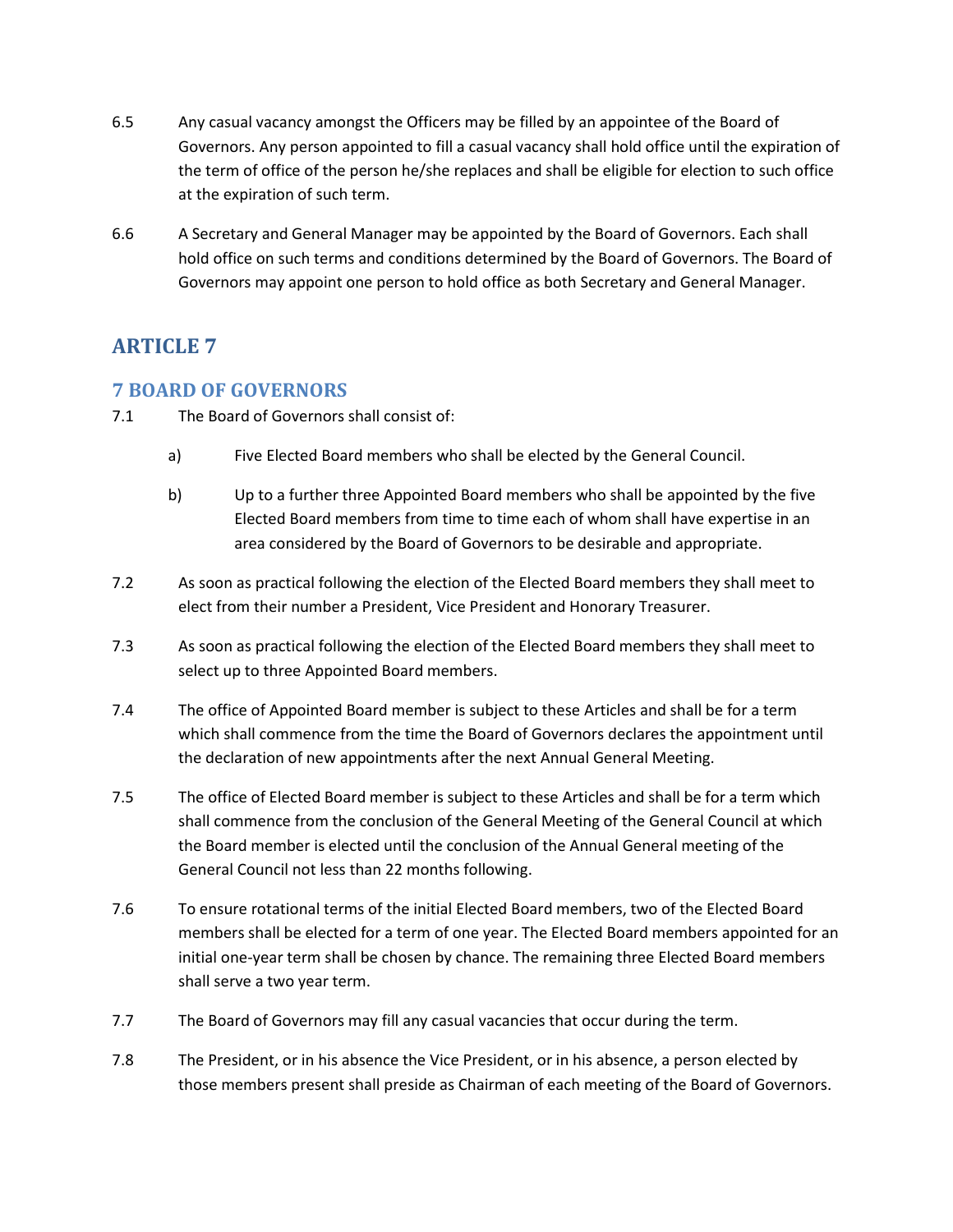6.5 Any casual vacancy amongst the Officers may be filled by an appointee of the Board of Governors. Any person appointed to fill a casual vacancy shall hold office until the expiration of the term of office of the person he/she replaces and shall be eligible for election to such office at the expiration of such term.

6.6 A Secretary and General Manager may be appointed by the Board of Governors. Each shall hold office on such terms and conditions determined by the Board of Governors. The Board of Governors may appoint one person to hold office as both Secretary and General Manager.

# ARTICLE 7

## 7 BOARD OF GOVERNORS

7.1 The Board of Governors shall consist of:

a) Five Elected Board members who shall be elected by the General Council.

b) Up to a further three Appointed Board members who shall be appointed by the five Elected Board members from time to time each of whom shall have expertise in an area considered by the Board of Governors to be desirable and appropriate.

7.2 As soon as practical following the election of the Elected Board members they shall meet to elect from their number a President, Vice President and Honorary Treasurer.

7.3 As soon as practical following the election of the Elected Board members they shall meet to select up to three Appointed Board members.

7.4 The office of Appointed Board member is subject to these Articles and shall be for a term which shall commence from the time the Board of Governors declares the appointment until the declaration of new appointments after the next Annual General Meeting.

7.5 The office of Elected Board member is subject to these Articles and shall be for a term which shall commence from the conclusion of the General Meeting of the General Council at which the Board member is elected until the conclusion of the Annual General meeting of the General Council not less than 22 months following.

7.6 To ensure rotational terms of the initial Elected Board members, two of the Elected Board members shall be elected for a term of one year. The Elected Board members appointed for an initial one-year term shall be chosen by chance. The remaining three Elected Board members shall serve a two year term.

7.7 The Board of Governors may fill any casual vacancies that occur during the term.

7.8 The President, or in his absence the Vice President, or in his absence, a person elected by those members present shall preside as Chairman of each meeting of the Board of Governors.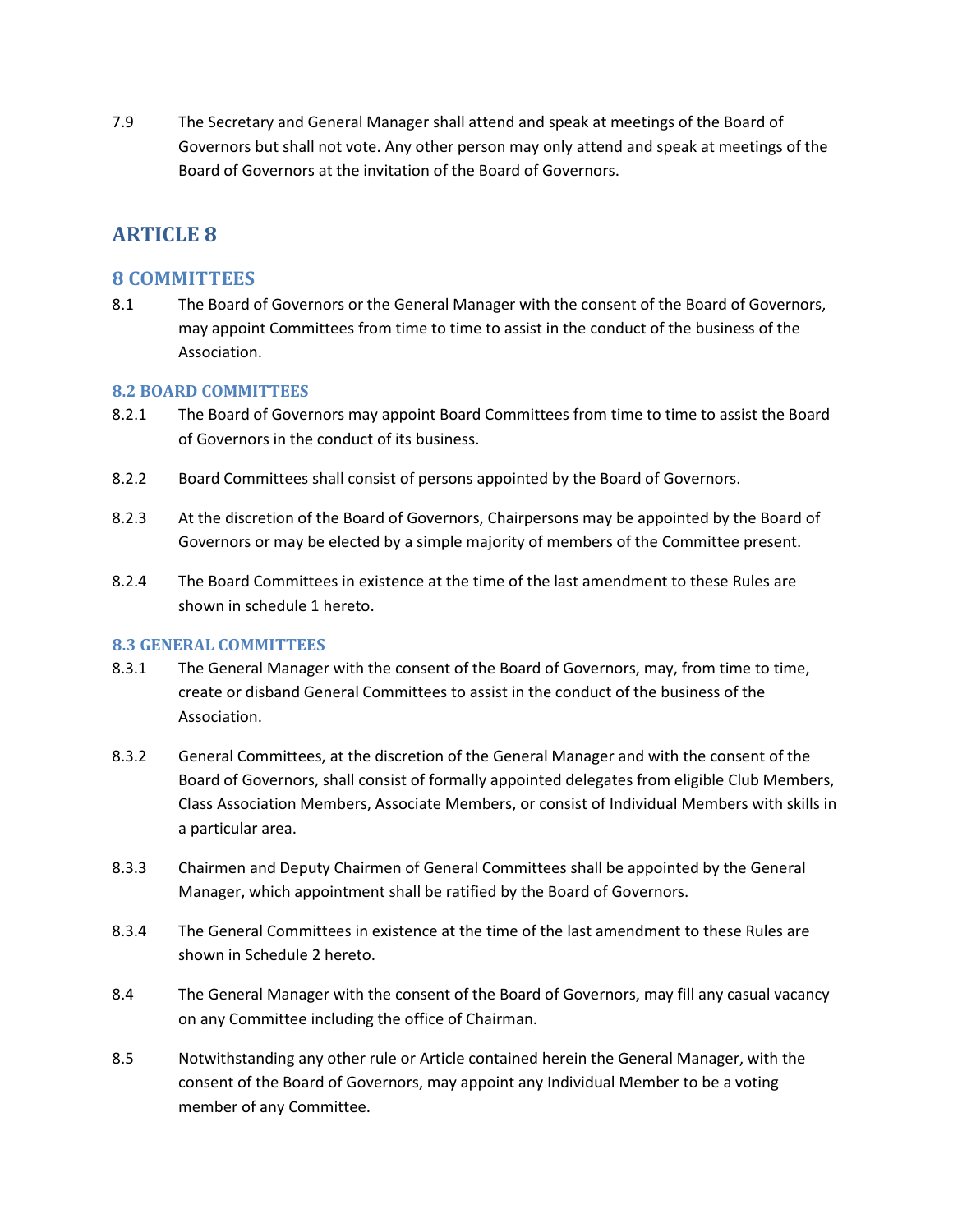7.9 The Secretary and General Manager shall attend and speak at meetings of the Board of Governors but shall not vote. Any other person may only attend and speak at meetings of the Board of Governors at the invitation of the Board of Governors.

# ARTICLE 8

## 8 COMMITTEES

8.1 The Board of Governors or the General Manager with the consent of the Board of Governors, may appoint Committees from time to time to assist in the conduct of the business of the Association.

### 8.2 BOARD COMMITTEES

8.2.1 The Board of Governors may appoint Board Committees from time to time to assist the Board of Governors in the conduct of its business.

8.2.2 Board Committees shall consist of persons appointed by the Board of Governors.

8.2.3 At the discretion of the Board of Governors, Chairpersons may be appointed by the Board of Governors or may be elected by a simple majority of members of the Committee present.

8.2.4 The Board Committees in existence at the time of the last amendment to these Rules are shown in schedule 1 hereto.

### 8.3 GENERAL COMMITTEES

8.3.1 The General Manager with the consent of the Board of Governors, may, from time to time, create or disband General Committees to assist in the conduct of the business of the Association.

8.3.2 General Committees, at the discretion of the General Manager and with the consent of the Board of Governors, shall consist of formally appointed delegates from eligible Club Members, Class Association Members, Associate Members, or consist of Individual Members with skills in a particular area.

8.3.3 Chairmen and Deputy Chairmen of General Committees shall be appointed by the General Manager, which appointment shall be ratified by the Board of Governors.

8.3.4 The General Committees in existence at the time of the last amendment to these Rules are shown in Schedule 2 hereto.

8.4 The General Manager with the consent of the Board of Governors, may fill any casual vacancy on any Committee including the office of Chairman.

8.5 Notwithstanding any other rule or Article contained herein the General Manager, with the consent of the Board of Governors, may appoint any Individual Member to be a voting member of any Committee.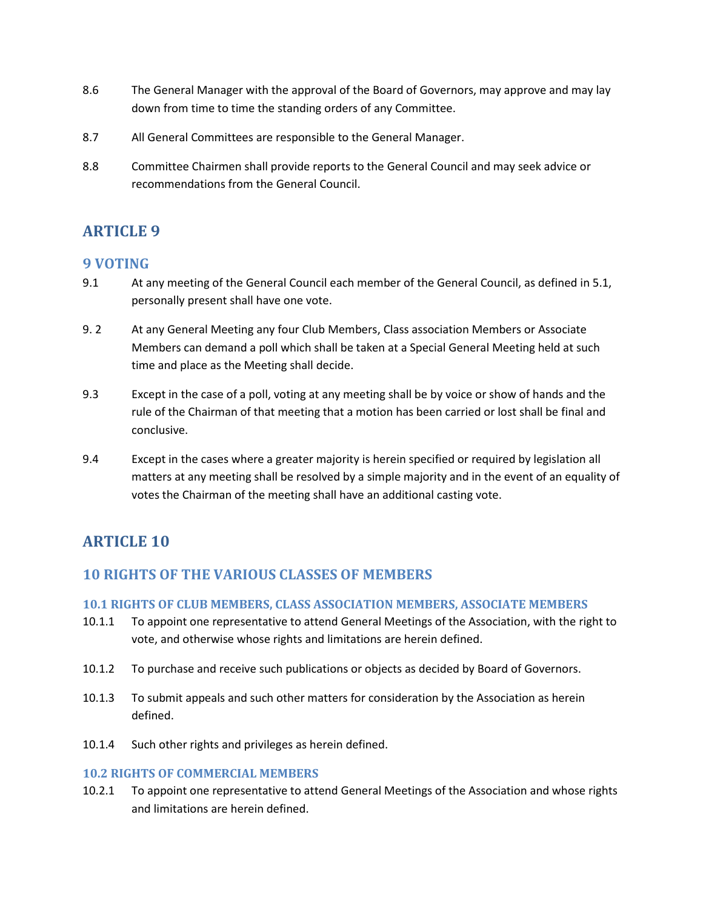8.6 The General Manager with the approval of the Board of Governors, may approve and may lay down from time to time the standing orders of any Committee.

8.7 All General Committees are responsible to the General Manager.

8.8 Committee Chairmen shall provide reports to the General Council and may seek advice or recommendations from the General Council.

# ARTICLE 9

## 9 VOTING

9.1 At any meeting of the General Council each member of the General Council, as defined in 5.1, personally present shall have one vote.

9. 2 At any General Meeting any four Club Members, Class association Members or Associate Members can demand a poll which shall be taken at a Special General Meeting held at such time and place as the Meeting shall decide.

9.3 Except in the case of a poll, voting at any meeting shall be by voice or show of hands and the rule of the Chairman of that meeting that a motion has been carried or lost shall be final and conclusive.

9.4 Except in the cases where a greater majority is herein specified or required by legislation all matters at any meeting shall be resolved by a simple majority and in the event of an equality of votes the Chairman of the meeting shall have an additional casting vote.

# ARTICLE 10

## 10 RIGHTS OF THE VARIOUS CLASSES OF MEMBERS

### 10.1 RIGHTS OF CLUB MEMBERS, CLASS ASSOCIATION MEMBERS, ASSOCIATE MEMBERS

10.1.1 To appoint one representative to attend General Meetings of the Association, with the right to vote, and otherwise whose rights and limitations are herein defined.

10.1.2 To purchase and receive such publications or objects as decided by Board of Governors.

10.1.3 To submit appeals and such other matters for consideration by the Association as herein defined.

10.1.4 Such other rights and privileges as herein defined.

### 10.2 RIGHTS OF COMMERCIAL MEMBERS

10.2.1 To appoint one representative to attend General Meetings of the Association and whose rights and limitations are herein defined.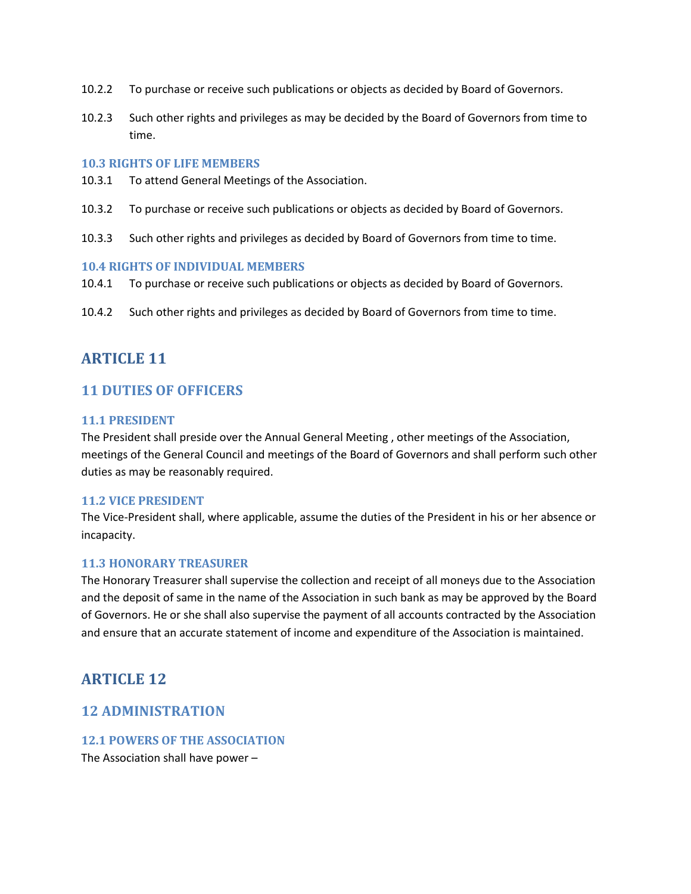10.2.2 To purchase or receive such publications or objects as decided by Board of Governors.

10.2.3 Such other rights and privileges as may be decided by the Board of Governors from time to time.

### 10.3 RIGHTS OF LIFE MEMBERS

10.3.1 To attend General Meetings of the Association.

10.3.2 To purchase or receive such publications or objects as decided by Board of Governors.

10.3.3 Such other rights and privileges as decided by Board of Governors from time to time.

### 10.4 RIGHTS OF INDIVIDUAL MEMBERS

10.4.1 To purchase or receive such publications or objects as decided by Board of Governors.

10.4.2 Such other rights and privileges as decided by Board of Governors from time to time.

# ARTICLE 11

## 11 DUTIES OF OFFICERS

### 11.1 PRESIDENT

The President shall preside over the Annual General Meeting , other meetings of the Association, meetings of the General Council and meetings of the Board of Governors and shall perform such other duties as may be reasonably required.

### 11.2 VICE PRESIDENT

The Vice-President shall, where applicable, assume the duties of the President in his or her absence or incapacity.

### 11.3 HONORARY TREASURER

The Honorary Treasurer shall supervise the collection and receipt of all moneys due to the Association and the deposit of same in the name of the Association in such bank as may be approved by the Board of Governors. He or she shall also supervise the payment of all accounts contracted by the Association and ensure that an accurate statement of income and expenditure of the Association is maintained.

# ARTICLE 12

## 12 ADMINISTRATION

### 12.1 POWERS OF THE ASSOCIATION

The Association shall have power –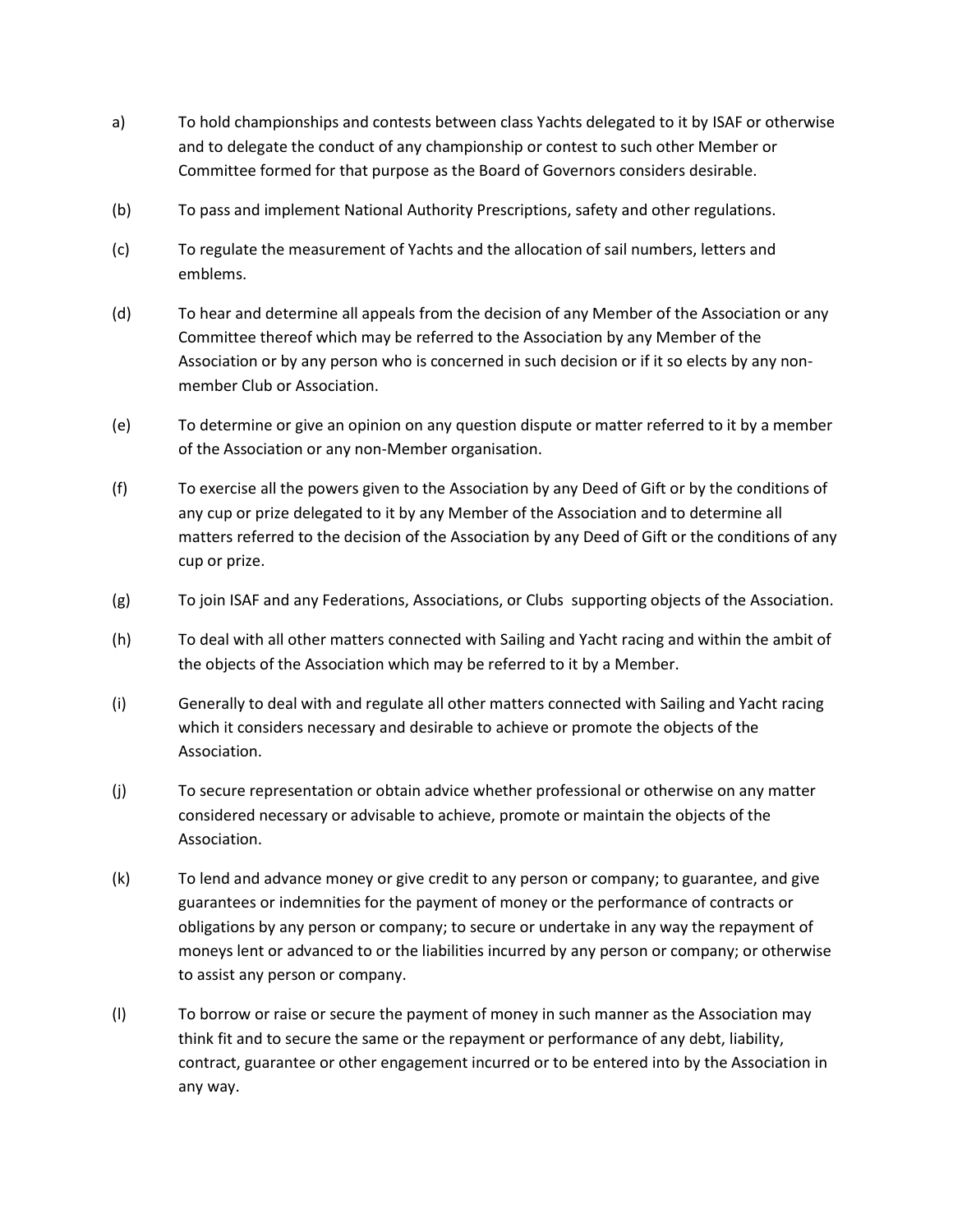a) To hold championships and contests between class Yachts delegated to it by ISAF or otherwise and to delegate the conduct of any championship or contest to such other Member or Committee formed for that purpose as the Board of Governors considers desirable.

(b) To pass and implement National Authority Prescriptions, safety and other regulations.

(c) To regulate the measurement of Yachts and the allocation of sail numbers, letters and emblems.

(d) To hear and determine all appeals from the decision of any Member of the Association or any Committee thereof which may be referred to the Association by any Member of the Association or by any person who is concerned in such decision or if it so elects by any non-member Club or Association.

(e) To determine or give an opinion on any question dispute or matter referred to it by a member of the Association or any non-Member organisation.

(f) To exercise all the powers given to the Association by any Deed of Gift or by the conditions of any cup or prize delegated to it by any Member of the Association and to determine all matters referred to the decision of the Association by any Deed of Gift or the conditions of any cup or prize.

(g) To join ISAF and any Federations, Associations, or Clubs supporting objects of the Association.

(h) To deal with all other matters connected with Sailing and Yacht racing and within the ambit of the objects of the Association which may be referred to it by a Member.

(i) Generally to deal with and regulate all other matters connected with Sailing and Yacht racing which it considers necessary and desirable to achieve or promote the objects of the Association.

(j) To secure representation or obtain advice whether professional or otherwise on any matter considered necessary or advisable to achieve, promote or maintain the objects of the Association.

(k) To lend and advance money or give credit to any person or company; to guarantee, and give guarantees or indemnities for the payment of money or the performance of contracts or obligations by any person or company; to secure or undertake in any way the repayment of moneys lent or advanced to or the liabilities incurred by any person or company; or otherwise to assist any person or company.

(l) To borrow or raise or secure the payment of money in such manner as the Association may think fit and to secure the same or the repayment or performance of any debt, liability, contract, guarantee or other engagement incurred or to be entered into by the Association in any way.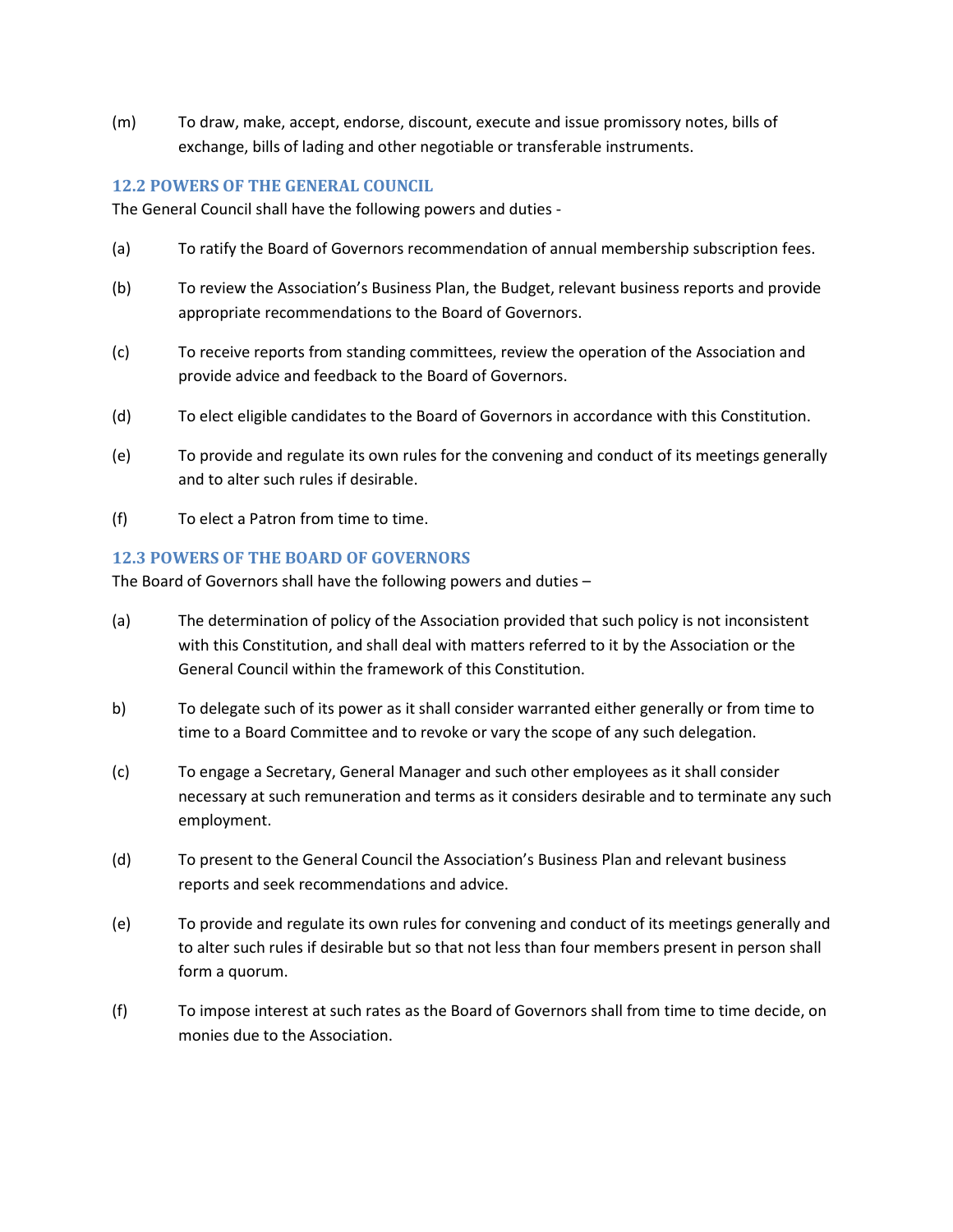(m) To draw, make, accept, endorse, discount, execute and issue promissory notes, bills of exchange, bills of lading and other negotiable or transferable instruments.

### 12.2 POWERS OF THE GENERAL COUNCIL

The General Council shall have the following powers and duties -

(a) To ratify the Board of Governors recommendation of annual membership subscription fees.

(b) To review the Association's Business Plan, the Budget, relevant business reports and provide appropriate recommendations to the Board of Governors.

(c) To receive reports from standing committees, review the operation of the Association and provide advice and feedback to the Board of Governors.

(d) To elect eligible candidates to the Board of Governors in accordance with this Constitution.

(e) To provide and regulate its own rules for the convening and conduct of its meetings generally and to alter such rules if desirable.

(f) To elect a Patron from time to time.

### 12.3 POWERS OF THE BOARD OF GOVERNORS

The Board of Governors shall have the following powers and duties –

(a) The determination of policy of the Association provided that such policy is not inconsistent with this Constitution, and shall deal with matters referred to it by the Association or the General Council within the framework of this Constitution.

b) To delegate such of its power as it shall consider warranted either generally or from time to time to a Board Committee and to revoke or vary the scope of any such delegation.

(c) To engage a Secretary, General Manager and such other employees as it shall consider necessary at such remuneration and terms as it considers desirable and to terminate any such employment.

(d) To present to the General Council the Association's Business Plan and relevant business reports and seek recommendations and advice.

(e) To provide and regulate its own rules for convening and conduct of its meetings generally and to alter such rules if desirable but so that not less than four members present in person shall form a quorum.

(f) To impose interest at such rates as the Board of Governors shall from time to time decide, on monies due to the Association.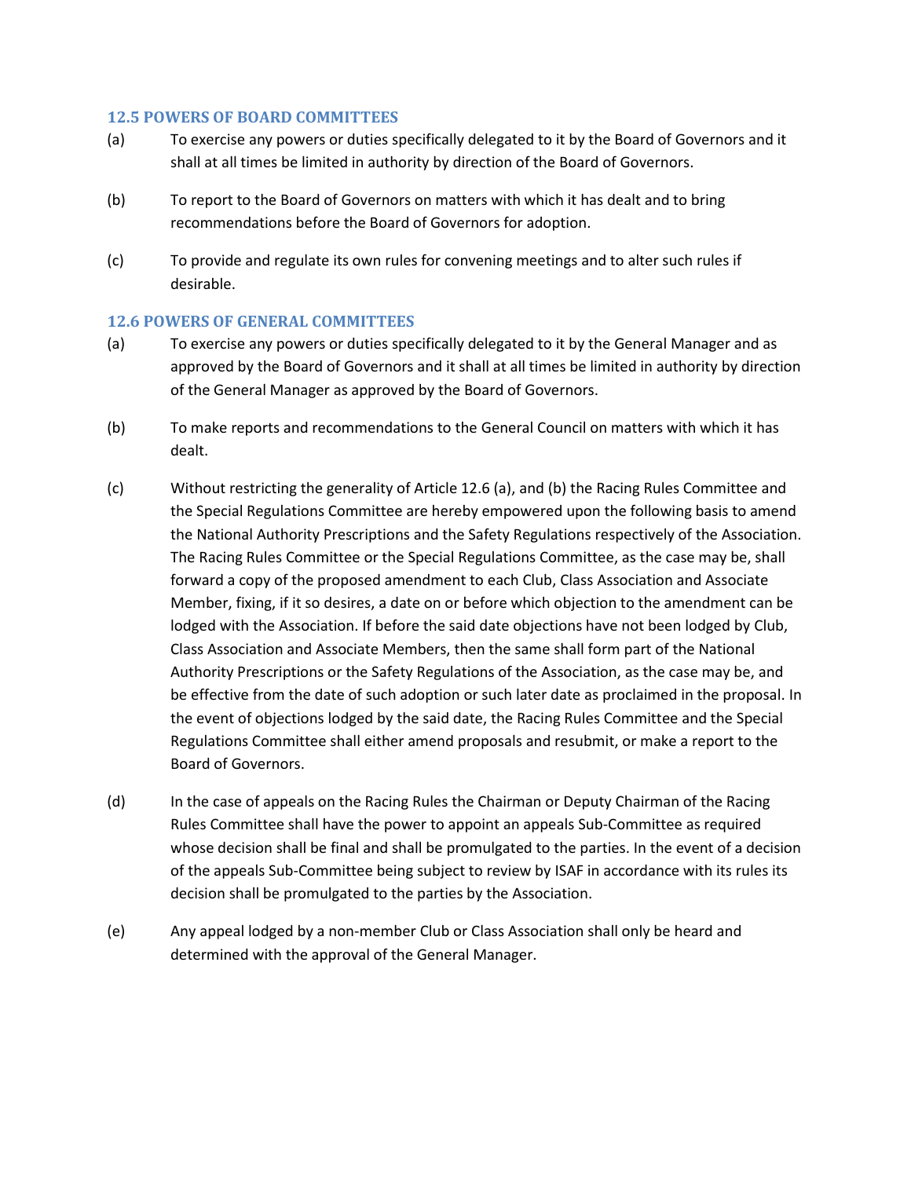### 12.5 POWERS OF BOARD COMMITTEES

(a) To exercise any powers or duties specifically delegated to it by the Board of Governors and it shall at all times be limited in authority by direction of the Board of Governors.

(b) To report to the Board of Governors on matters with which it has dealt and to bring recommendations before the Board of Governors for adoption.

(c) To provide and regulate its own rules for convening meetings and to alter such rules if desirable.

### 12.6 POWERS OF GENERAL COMMITTEES

(a) To exercise any powers or duties specifically delegated to it by the General Manager and as approved by the Board of Governors and it shall at all times be limited in authority by direction of the General Manager as approved by the Board of Governors.

(b) To make reports and recommendations to the General Council on matters with which it has dealt.

(c) Without restricting the generality of Article 12.6 (a), and (b) the Racing Rules Committee and the Special Regulations Committee are hereby empowered upon the following basis to amend the National Authority Prescriptions and the Safety Regulations respectively of the Association. The Racing Rules Committee or the Special Regulations Committee, as the case may be, shall forward a copy of the proposed amendment to each Club, Class Association and Associate Member, fixing, if it so desires, a date on or before which objection to the amendment can be lodged with the Association. If before the said date objections have not been lodged by Club, Class Association and Associate Members, then the same shall form part of the National Authority Prescriptions or the Safety Regulations of the Association, as the case may be, and be effective from the date of such adoption or such later date as proclaimed in the proposal. In the event of objections lodged by the said date, the Racing Rules Committee and the Special Regulations Committee shall either amend proposals and resubmit, or make a report to the Board of Governors.

(d) In the case of appeals on the Racing Rules the Chairman or Deputy Chairman of the Racing Rules Committee shall have the power to appoint an appeals Sub-Committee as required whose decision shall be final and shall be promulgated to the parties. In the event of a decision of the appeals Sub-Committee being subject to review by ISAF in accordance with its rules its decision shall be promulgated to the parties by the Association.

(e) Any appeal lodged by a non-member Club or Class Association shall only be heard and determined with the approval of the General Manager.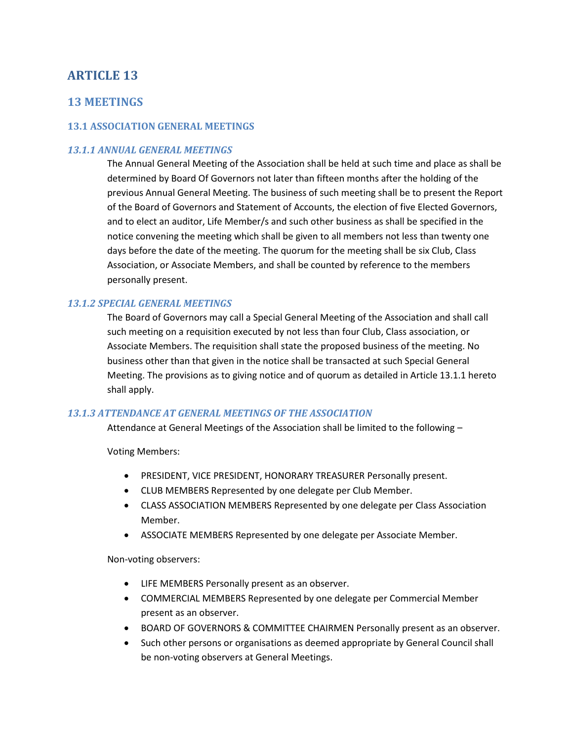# ARTICLE 13

## 13 MEETINGS

### 13.1 ASSOCIATION GENERAL MEETINGS

#### *13.1.1 ANNUAL GENERAL MEETINGS*

The Annual General Meeting of the Association shall be held at such time and place as shall be determined by Board Of Governors not later than fifteen months after the holding of the previous Annual General Meeting. The business of such meeting shall be to present the Report of the Board of Governors and Statement of Accounts, the election of five Elected Governors, and to elect an auditor, Life Member/s and such other business as shall be specified in the notice convening the meeting which shall be given to all members not less than twenty one days before the date of the meeting. The quorum for the meeting shall be six Club, Class Association, or Associate Members, and shall be counted by reference to the members personally present.

#### *13.1.2 SPECIAL GENERAL MEETINGS*

The Board of Governors may call a Special General Meeting of the Association and shall call such meeting on a requisition executed by not less than four Club, Class association, or Associate Members. The requisition shall state the proposed business of the meeting. No business other than that given in the notice shall be transacted at such Special General Meeting. The provisions as to giving notice and of quorum as detailed in Article 13.1.1 hereto shall apply.

#### *13.1.3 ATTENDANCE AT GENERAL MEETINGS OF THE ASSOCIATION*

Attendance at General Meetings of the Association shall be limited to the following –

Voting Members:

- PRESIDENT, VICE PRESIDENT, HONORARY TREASURER Personally present.
- CLUB MEMBERS Represented by one delegate per Club Member.
- CLASS ASSOCIATION MEMBERS Represented by one delegate per Class Association Member.
- ASSOCIATE MEMBERS Represented by one delegate per Associate Member.

Non-voting observers:

- LIFE MEMBERS Personally present as an observer.
- COMMERCIAL MEMBERS Represented by one delegate per Commercial Member present as an observer.
- BOARD OF GOVERNORS & COMMITTEE CHAIRMEN Personally present as an observer.
- Such other persons or organisations as deemed appropriate by General Council shall be non-voting observers at General Meetings.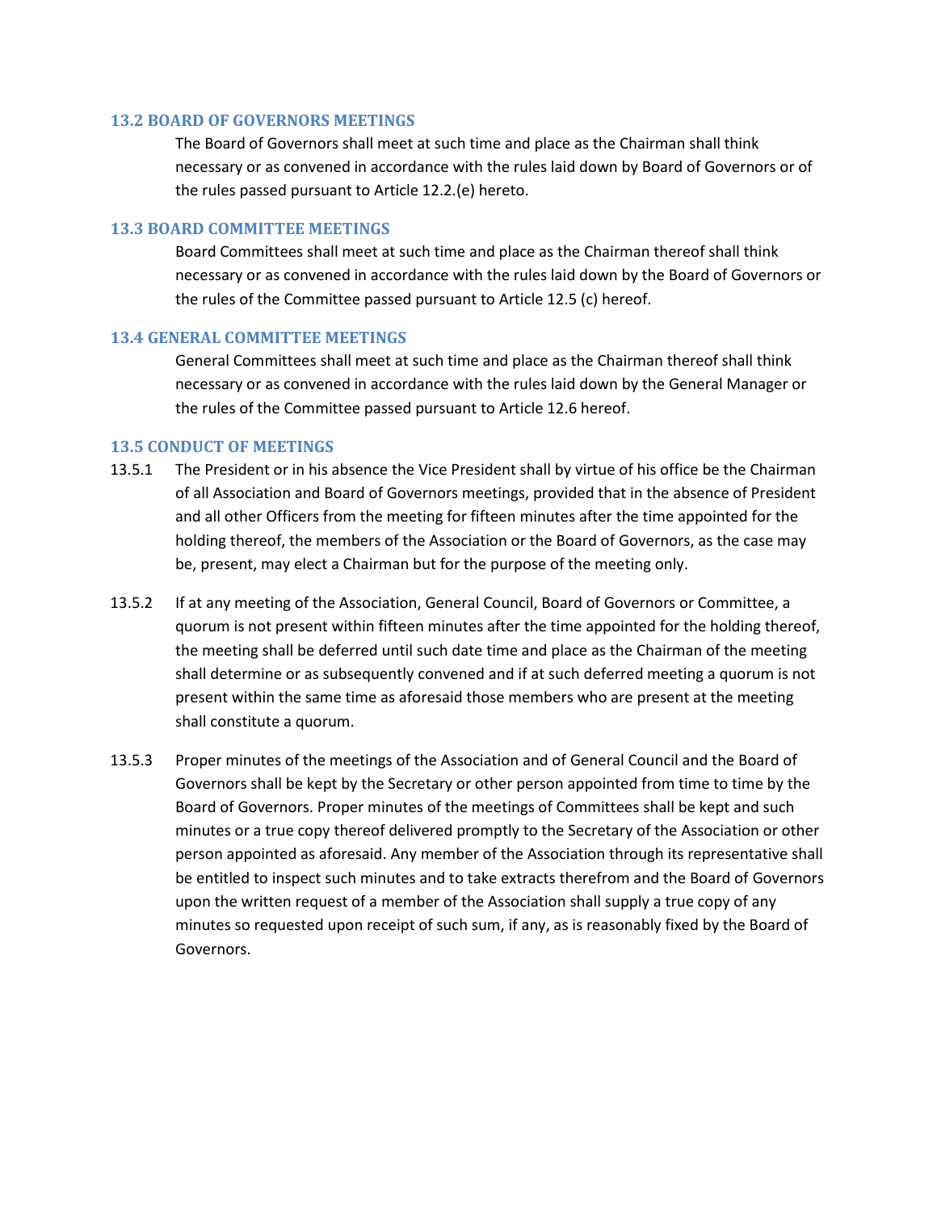### 13.2 BOARD OF GOVERNORS MEETINGS

The Board of Governors shall meet at such time and place as the Chairman shall think necessary or as convened in accordance with the rules laid down by Board of Governors or of the rules passed pursuant to Article 12.2.(e) hereto.

### 13.3 BOARD COMMITTEE MEETINGS

Board Committees shall meet at such time and place as the Chairman thereof shall think necessary or as convened in accordance with the rules laid down by the Board of Governors or the rules of the Committee passed pursuant to Article 12.5 (c) hereof.

### 13.4 GENERAL COMMITTEE MEETINGS

General Committees shall meet at such time and place as the Chairman thereof shall think necessary or as convened in accordance with the rules laid down by the General Manager or the rules of the Committee passed pursuant to Article 12.6 hereof.

### 13.5 CONDUCT OF MEETINGS

13.5.1 The President or in his absence the Vice President shall by virtue of his office be the Chairman of all Association and Board of Governors meetings, provided that in the absence of President and all other Officers from the meeting for fifteen minutes after the time appointed for the holding thereof, the members of the Association or the Board of Governors, as the case may be, present, may elect a Chairman but for the purpose of the meeting only.

13.5.2 If at any meeting of the Association, General Council, Board of Governors or Committee, a quorum is not present within fifteen minutes after the time appointed for the holding thereof, the meeting shall be deferred until such date time and place as the Chairman of the meeting shall determine or as subsequently convened and if at such deferred meeting a quorum is not present within the same time as aforesaid those members who are present at the meeting shall constitute a quorum.

13.5.3 Proper minutes of the meetings of the Association and of General Council and the Board of Governors shall be kept by the Secretary or other person appointed from time to time by the Board of Governors. Proper minutes of the meetings of Committees shall be kept and such minutes or a true copy thereof delivered promptly to the Secretary of the Association or other person appointed as aforesaid. Any member of the Association through its representative shall be entitled to inspect such minutes and to take extracts therefrom and the Board of Governors upon the written request of a member of the Association shall supply a true copy of any minutes so requested upon receipt of such sum, if any, as is reasonably fixed by the Board of Governors.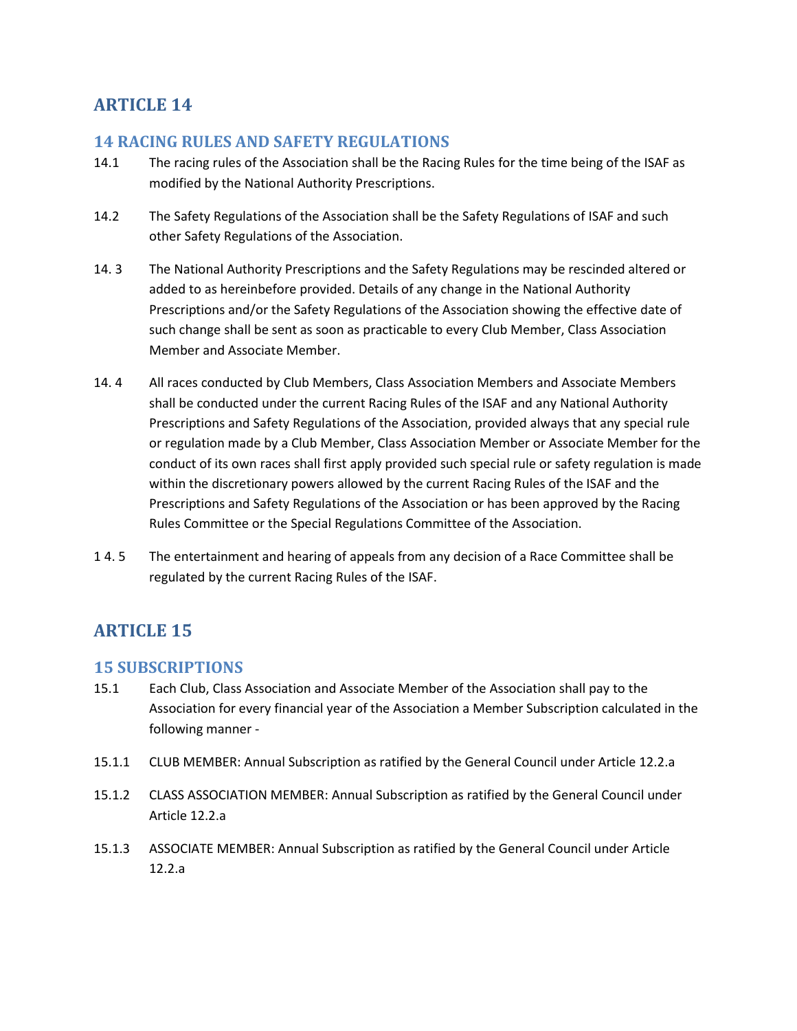# ARTICLE 14

## 14 RACING RULES AND SAFETY REGULATIONS

14.1 The racing rules of the Association shall be the Racing Rules for the time being of the ISAF as modified by the National Authority Prescriptions.

14.2 The Safety Regulations of the Association shall be the Safety Regulations of ISAF and such other Safety Regulations of the Association.

14. 3 The National Authority Prescriptions and the Safety Regulations may be rescinded altered or added to as hereinbefore provided. Details of any change in the National Authority Prescriptions and/or the Safety Regulations of the Association showing the effective date of such change shall be sent as soon as practicable to every Club Member, Class Association Member and Associate Member.

14. 4 All races conducted by Club Members, Class Association Members and Associate Members shall be conducted under the current Racing Rules of the ISAF and any National Authority Prescriptions and Safety Regulations of the Association, provided always that any special rule or regulation made by a Club Member, Class Association Member or Associate Member for the conduct of its own races shall first apply provided such special rule or safety regulation is made within the discretionary powers allowed by the current Racing Rules of the ISAF and the Prescriptions and Safety Regulations of the Association or has been approved by the Racing Rules Committee or the Special Regulations Committee of the Association.

1 4. 5 The entertainment and hearing of appeals from any decision of a Race Committee shall be regulated by the current Racing Rules of the ISAF.

# ARTICLE 15

## 15 SUBSCRIPTIONS

15.1 Each Club, Class Association and Associate Member of the Association shall pay to the Association for every financial year of the Association a Member Subscription calculated in the following manner -

15.1.1 CLUB MEMBER: Annual Subscription as ratified by the General Council under Article 12.2.a

15.1.2 CLASS ASSOCIATION MEMBER: Annual Subscription as ratified by the General Council under Article 12.2.a

15.1.3 ASSOCIATE MEMBER: Annual Subscription as ratified by the General Council under Article 12.2.a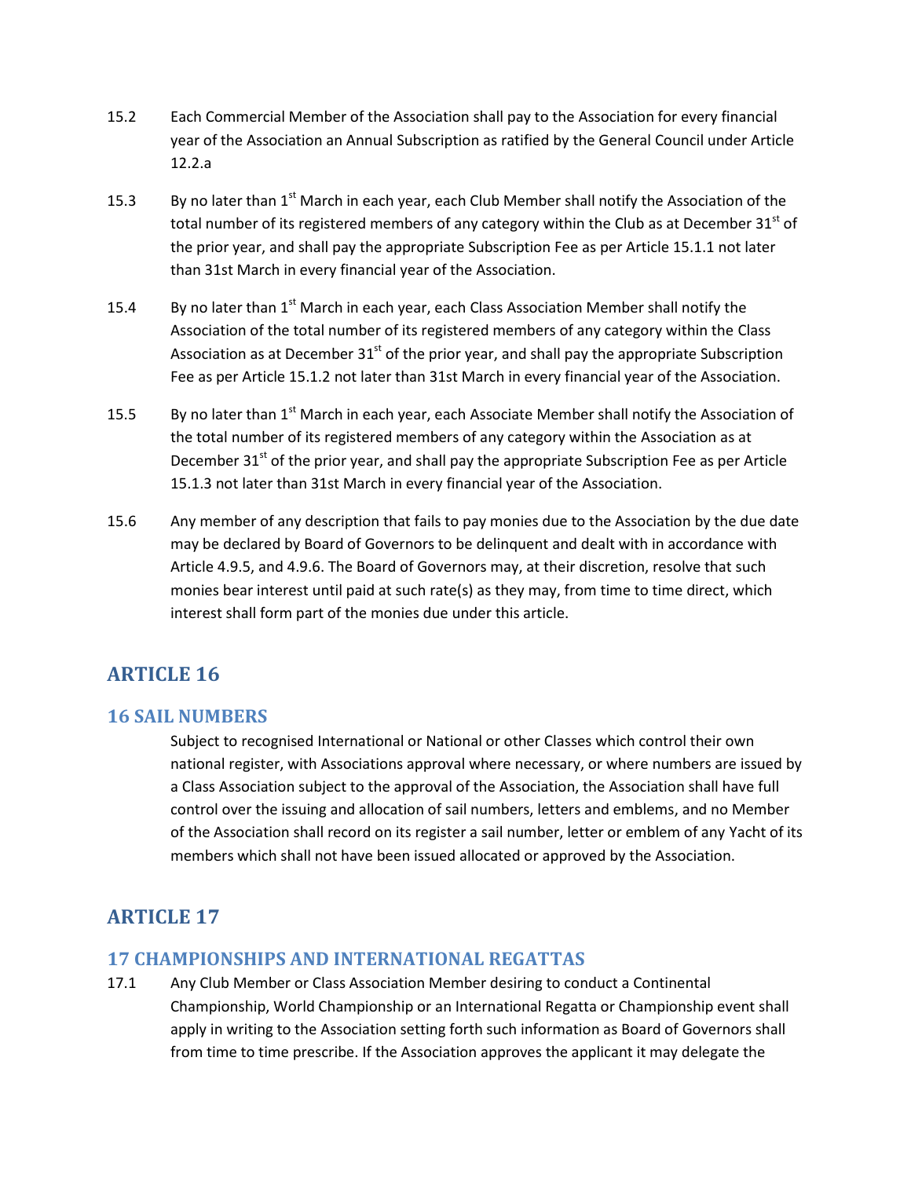15.2 Each Commercial Member of the Association shall pay to the Association for every financial year of the Association an Annual Subscription as ratified by the General Council under Article 12.2.a

15.3 By no later than 1st March in each year, each Club Member shall notify the Association of the total number of its registered members of any category within the Club as at December 31st of the prior year, and shall pay the appropriate Subscription Fee as per Article 15.1.1 not later than 31st March in every financial year of the Association.

15.4 By no later than 1st March in each year, each Class Association Member shall notify the Association of the total number of its registered members of any category within the Class Association as at December 31st of the prior year, and shall pay the appropriate Subscription Fee as per Article 15.1.2 not later than 31st March in every financial year of the Association.

15.5 By no later than 1st March in each year, each Associate Member shall notify the Association of the total number of its registered members of any category within the Association as at December 31st of the prior year, and shall pay the appropriate Subscription Fee as per Article 15.1.3 not later than 31st March in every financial year of the Association.

15.6 Any member of any description that fails to pay monies due to the Association by the due date may be declared by Board of Governors to be delinquent and dealt with in accordance with Article 4.9.5, and 4.9.6. The Board of Governors may, at their discretion, resolve that such monies bear interest until paid at such rate(s) as they may, from time to time direct, which interest shall form part of the monies due under this article.

# ARTICLE 16

## 16 SAIL NUMBERS

Subject to recognised International or National or other Classes which control their own national register, with Associations approval where necessary, or where numbers are issued by a Class Association subject to the approval of the Association, the Association shall have full control over the issuing and allocation of sail numbers, letters and emblems, and no Member of the Association shall record on its register a sail number, letter or emblem of any Yacht of its members which shall not have been issued allocated or approved by the Association.

# ARTICLE 17

## 17 CHAMPIONSHIPS AND INTERNATIONAL REGATTAS

17.1 Any Club Member or Class Association Member desiring to conduct a Continental Championship, World Championship or an International Regatta or Championship event shall apply in writing to the Association setting forth such information as Board of Governors shall from time to time prescribe. If the Association approves the applicant it may delegate the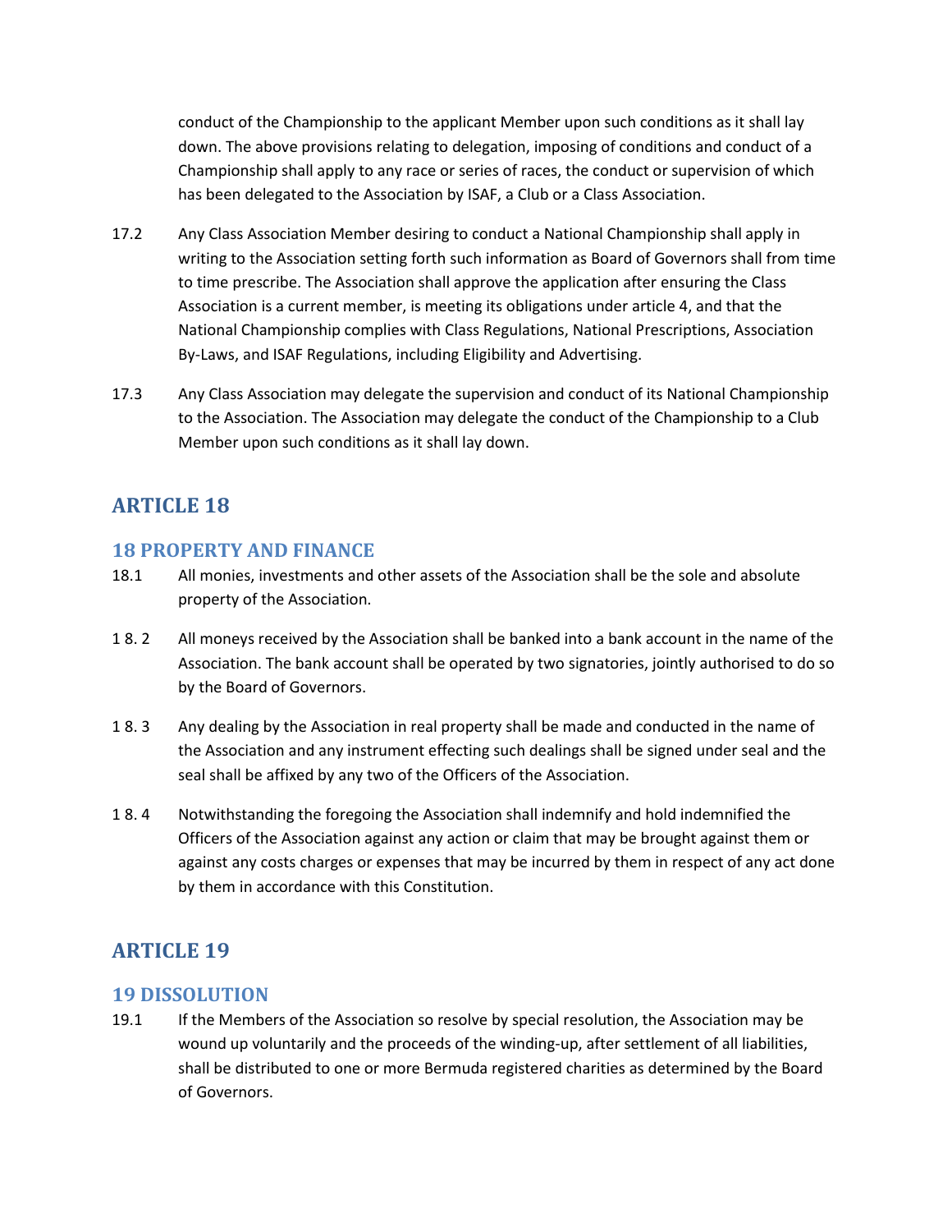conduct of the Championship to the applicant Member upon such conditions as it shall lay down. The above provisions relating to delegation, imposing of conditions and conduct of a Championship shall apply to any race or series of races, the conduct or supervision of which has been delegated to the Association by ISAF, a Club or a Class Association.

17.2 Any Class Association Member desiring to conduct a National Championship shall apply in writing to the Association setting forth such information as Board of Governors shall from time to time prescribe. The Association shall approve the application after ensuring the Class Association is a current member, is meeting its obligations under article 4, and that the National Championship complies with Class Regulations, National Prescriptions, Association By-Laws, and ISAF Regulations, including Eligibility and Advertising.

17.3 Any Class Association may delegate the supervision and conduct of its National Championship to the Association. The Association may delegate the conduct of the Championship to a Club Member upon such conditions as it shall lay down.

# ARTICLE 18

## 18 PROPERTY AND FINANCE

18.1 All monies, investments and other assets of the Association shall be the sole and absolute property of the Association.

18.2 All moneys received by the Association shall be banked into a bank account in the name of the Association. The bank account shall be operated by two signatories, jointly authorised to do so by the Board of Governors.

18.3 Any dealing by the Association in real property shall be made and conducted in the name of the Association and any instrument effecting such dealings shall be signed under seal and the seal shall be affixed by any two of the Officers of the Association.

18.4 Notwithstanding the foregoing the Association shall indemnify and hold indemnified the Officers of the Association against any action or claim that may be brought against them or against any costs charges or expenses that may be incurred by them in respect of any act done by them in accordance with this Constitution.

# ARTICLE 19

## 19 DISSOLUTION

19.1 If the Members of the Association so resolve by special resolution, the Association may be wound up voluntarily and the proceeds of the winding-up, after settlement of all liabilities, shall be distributed to one or more Bermuda registered charities as determined by the Board of Governors.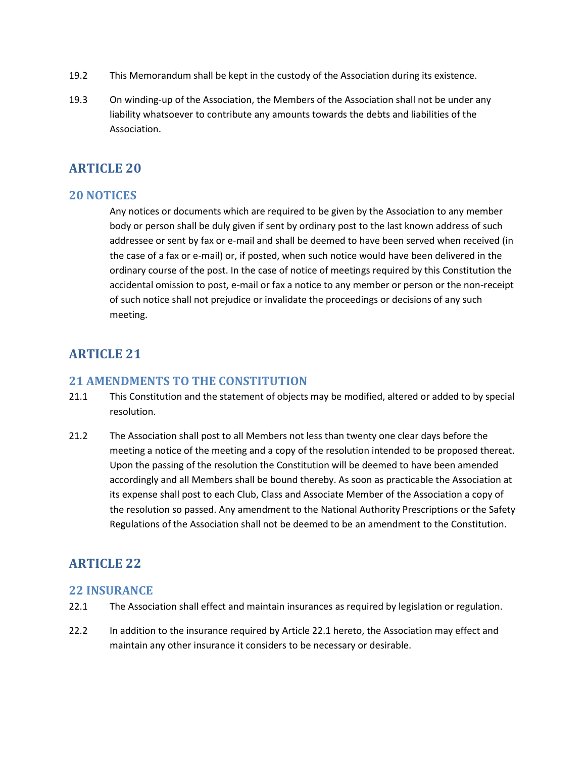19.2 This Memorandum shall be kept in the custody of the Association during its existence.

19.3 On winding-up of the Association, the Members of the Association shall not be under any liability whatsoever to contribute any amounts towards the debts and liabilities of the Association.

# ARTICLE 20

## 20 NOTICES

Any notices or documents which are required to be given by the Association to any member body or person shall be duly given if sent by ordinary post to the last known address of such addressee or sent by fax or e-mail and shall be deemed to have been served when received (in the case of a fax or e-mail) or, if posted, when such notice would have been delivered in the ordinary course of the post. In the case of notice of meetings required by this Constitution the accidental omission to post, e-mail or fax a notice to any member or person or the non-receipt of such notice shall not prejudice or invalidate the proceedings or decisions of any such meeting.

# ARTICLE 21

## 21 AMENDMENTS TO THE CONSTITUTION

21.1 This Constitution and the statement of objects may be modified, altered or added to by special resolution.

21.2 The Association shall post to all Members not less than twenty one clear days before the meeting a notice of the meeting and a copy of the resolution intended to be proposed thereat. Upon the passing of the resolution the Constitution will be deemed to have been amended accordingly and all Members shall be bound thereby. As soon as practicable the Association at its expense shall post to each Club, Class and Associate Member of the Association a copy of the resolution so passed. Any amendment to the National Authority Prescriptions or the Safety Regulations of the Association shall not be deemed to be an amendment to the Constitution.

# ARTICLE 22

## 22 INSURANCE

22.1 The Association shall effect and maintain insurances as required by legislation or regulation.

22.2 In addition to the insurance required by Article 22.1 hereto, the Association may effect and maintain any other insurance it considers to be necessary or desirable.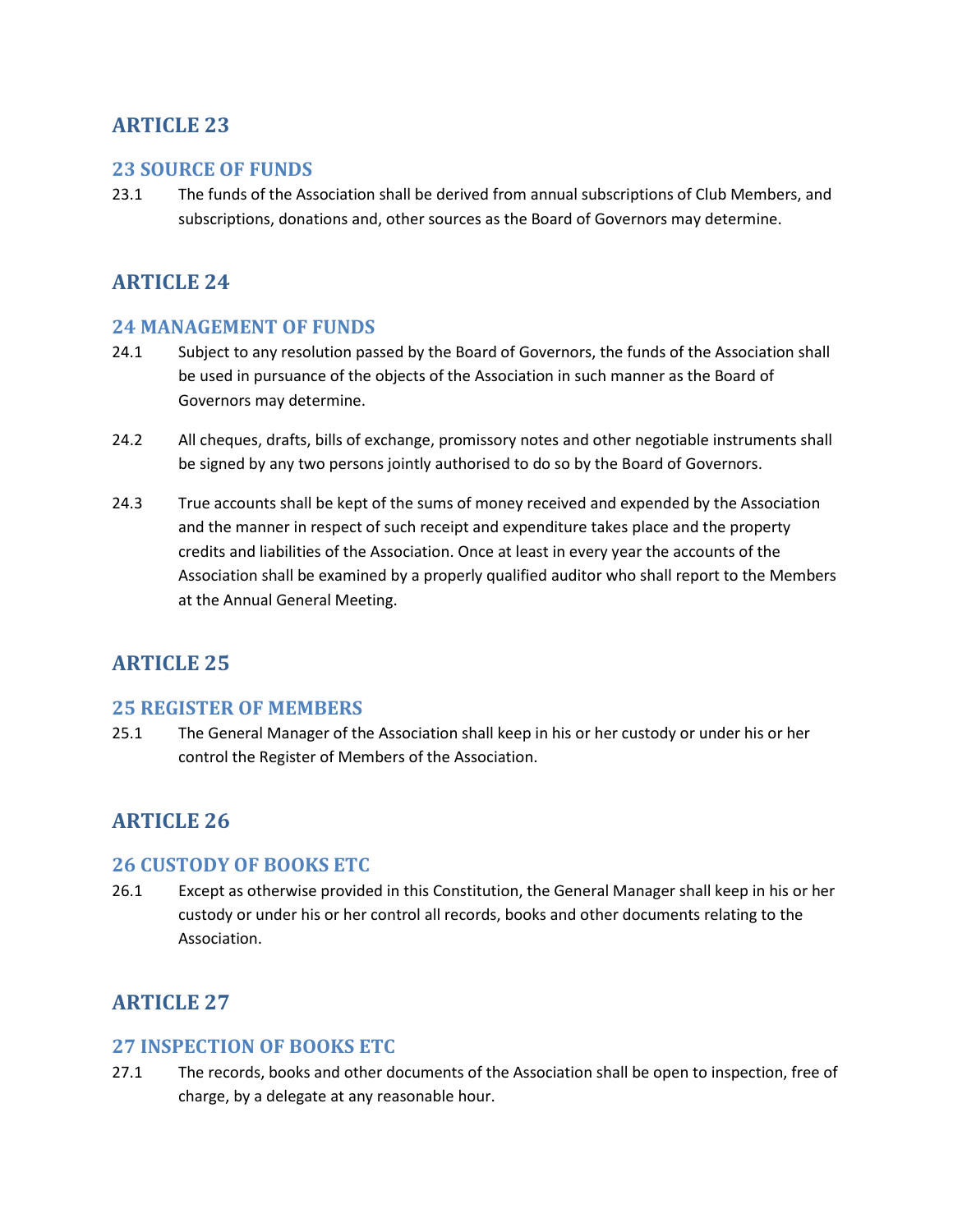## ARTICLE 23

### 23 SOURCE OF FUNDS

23.1 The funds of the Association shall be derived from annual subscriptions of Club Members, and subscriptions, donations and, other sources as the Board of Governors may determine.

## ARTICLE 24

### 24 MANAGEMENT OF FUNDS

24.1 Subject to any resolution passed by the Board of Governors, the funds of the Association shall be used in pursuance of the objects of the Association in such manner as the Board of Governors may determine.

24.2 All cheques, drafts, bills of exchange, promissory notes and other negotiable instruments shall be signed by any two persons jointly authorised to do so by the Board of Governors.

24.3 True accounts shall be kept of the sums of money received and expended by the Association and the manner in respect of such receipt and expenditure takes place and the property credits and liabilities of the Association. Once at least in every year the accounts of the Association shall be examined by a properly qualified auditor who shall report to the Members at the Annual General Meeting.

## ARTICLE 25

### 25 REGISTER OF MEMBERS

25.1 The General Manager of the Association shall keep in his or her custody or under his or her control the Register of Members of the Association.

## ARTICLE 26

### 26 CUSTODY OF BOOKS ETC

26.1 Except as otherwise provided in this Constitution, the General Manager shall keep in his or her custody or under his or her control all records, books and other documents relating to the Association.

## ARTICLE 27

### 27 INSPECTION OF BOOKS ETC

27.1 The records, books and other documents of the Association shall be open to inspection, free of charge, by a delegate at any reasonable hour.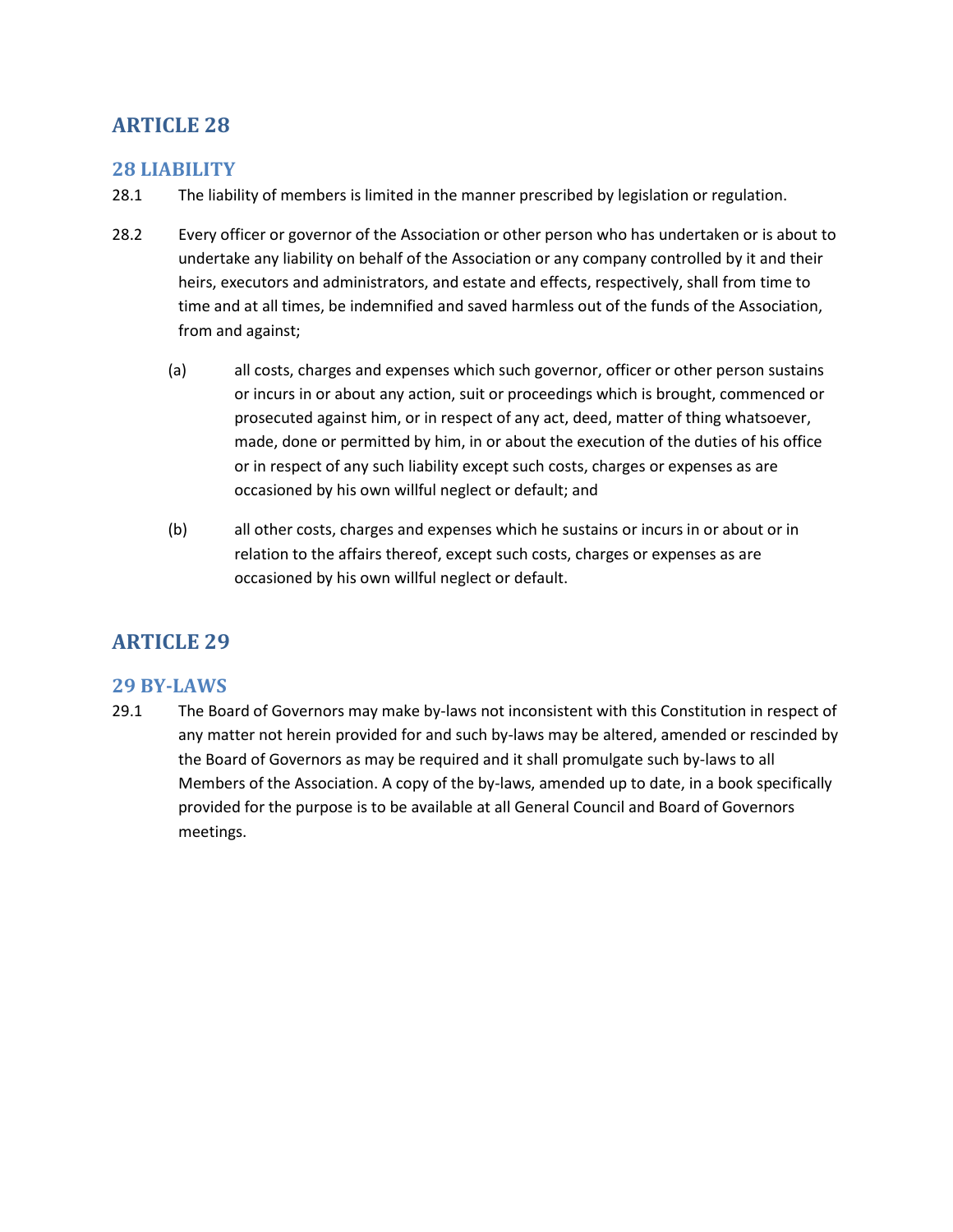# ARTICLE 28

## 28 LIABILITY

28.1 The liability of members is limited in the manner prescribed by legislation or regulation.

28.2 Every officer or governor of the Association or other person who has undertaken or is about to undertake any liability on behalf of the Association or any company controlled by it and their heirs, executors and administrators, and estate and effects, respectively, shall from time to time and at all times, be indemnified and saved harmless out of the funds of the Association, from and against;

(a) all costs, charges and expenses which such governor, officer or other person sustains or incurs in or about any action, suit or proceedings which is brought, commenced or prosecuted against him, or in respect of any act, deed, matter of thing whatsoever, made, done or permitted by him, in or about the execution of the duties of his office or in respect of any such liability except such costs, charges or expenses as are occasioned by his own willful neglect or default; and

(b) all other costs, charges and expenses which he sustains or incurs in or about or in relation to the affairs thereof, except such costs, charges or expenses as are occasioned by his own willful neglect or default.

# ARTICLE 29

## 29 BY-LAWS

29.1 The Board of Governors may make by-laws not inconsistent with this Constitution in respect of any matter not herein provided for and such by-laws may be altered, amended or rescinded by the Board of Governors as may be required and it shall promulgate such by-laws to all Members of the Association. A copy of the by-laws, amended up to date, in a book specifically provided for the purpose is to be available at all General Council and Board of Governors meetings.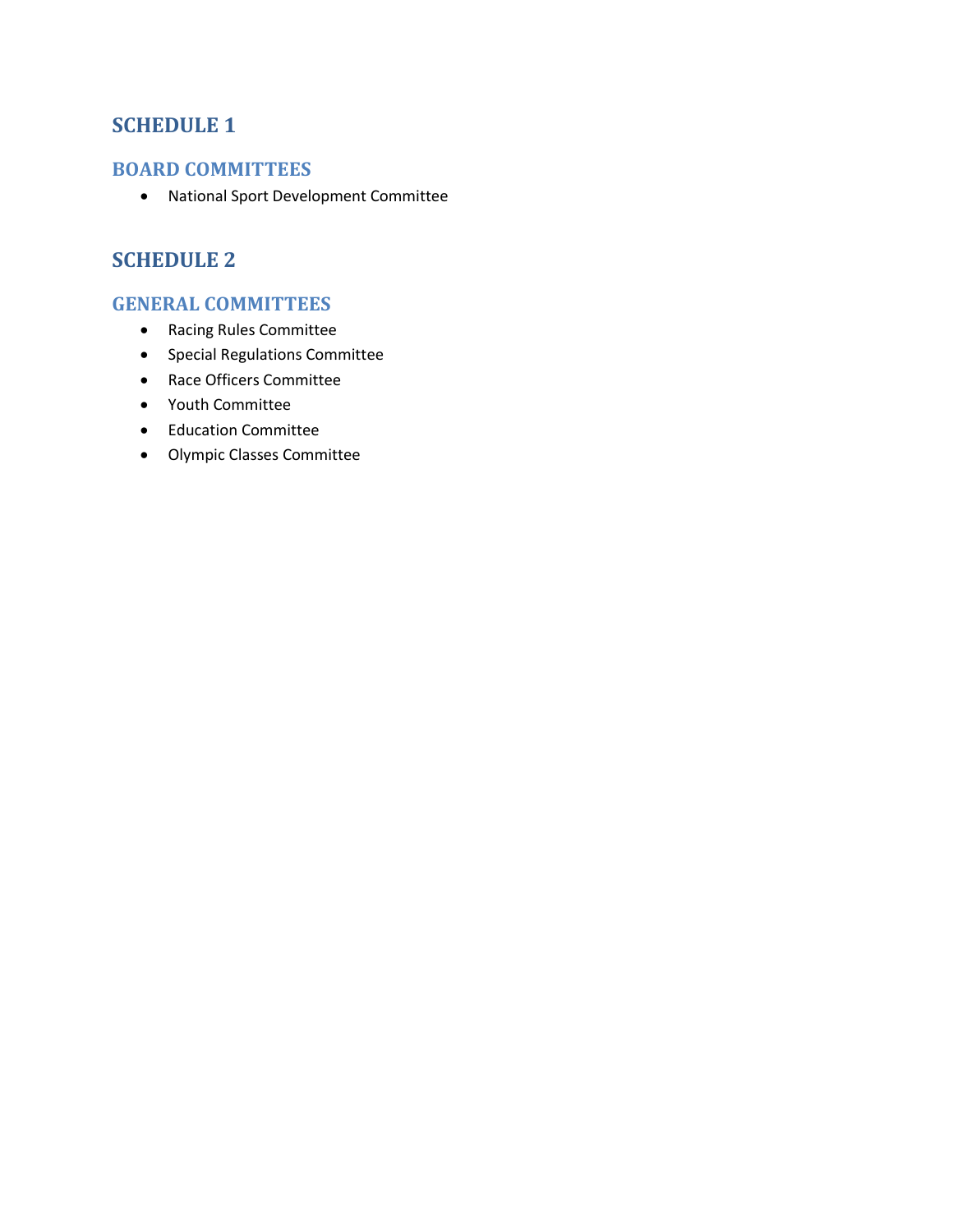# SCHEDULE 1

## BOARD COMMITTEES

- National Sport Development Committee

# SCHEDULE 2

## GENERAL COMMITTEES

- Racing Rules Committee
- Special Regulations Committee
- Race Officers Committee
- Youth Committee
- Education Committee
- Olympic Classes Committee